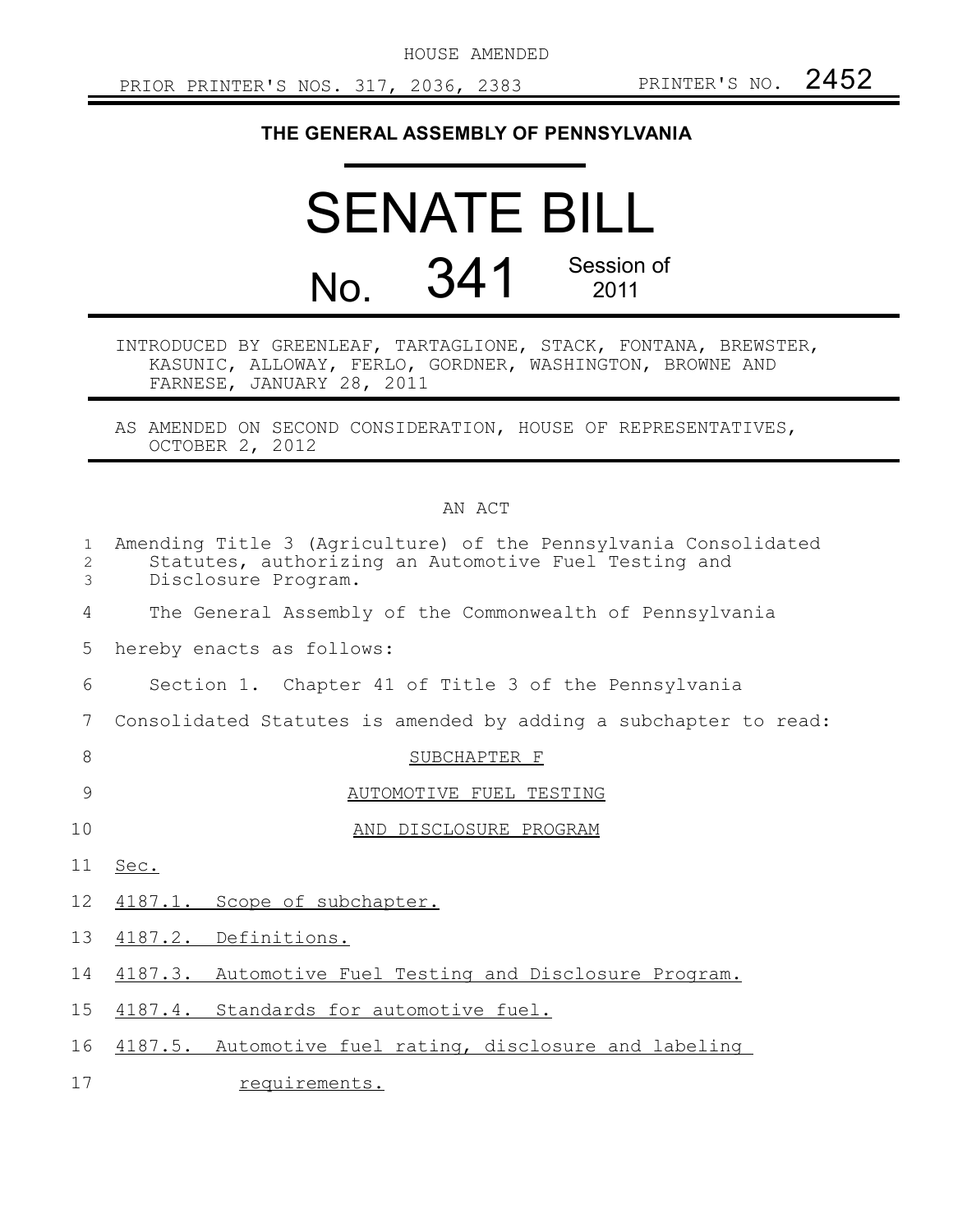HOUSE AMENDED

PRIOR PRINTER'S NOS. 317, 2036, 2383 PRINTER'S NO. 2452

**THE GENERAL ASSEMBLY OF PENNSYLVANIA**

# SENATE BILL

## No. 341 Session of 2011

INTRODUCED BY GREENLEAF, TARTAGLIONE, STACK, FONTANA, BREWSTER, KASUNIC, ALLOWAY, FERLO, GORDNER, WASHINGTON, BROWNE AND FARNESE, JANUARY 28, 2011

AS AMENDED ON SECOND CONSIDERATION, HOUSE OF REPRESENTATIVES, OCTOBER 2, 2012

AN ACT

Amending Title 3 (Agriculture) of the Pennsylvania Consolidated Statutes, authorizing an Automotive Fuel Testing and Disclosure Program.

The General Assembly of the Commonwealth of Pennsylvania hereby enacts as follows:

Section 1. Chapter 41 of Title 3 of the Pennsylvania Consolidated Statutes is amended by adding a subchapter to read:

SUBCHAPTER F

AUTOMOTIVE FUEL TESTING

AND DISCLOSURE PROGRAM

Sec.

4187.1. Scope of subchapter.

4187.2. Definitions.

4187.3. Automotive Fuel Testing and Disclosure Program.

4187.4. Standards for automotive fuel.

4187.5. Automotive fuel rating, disclosure and labeling requirements.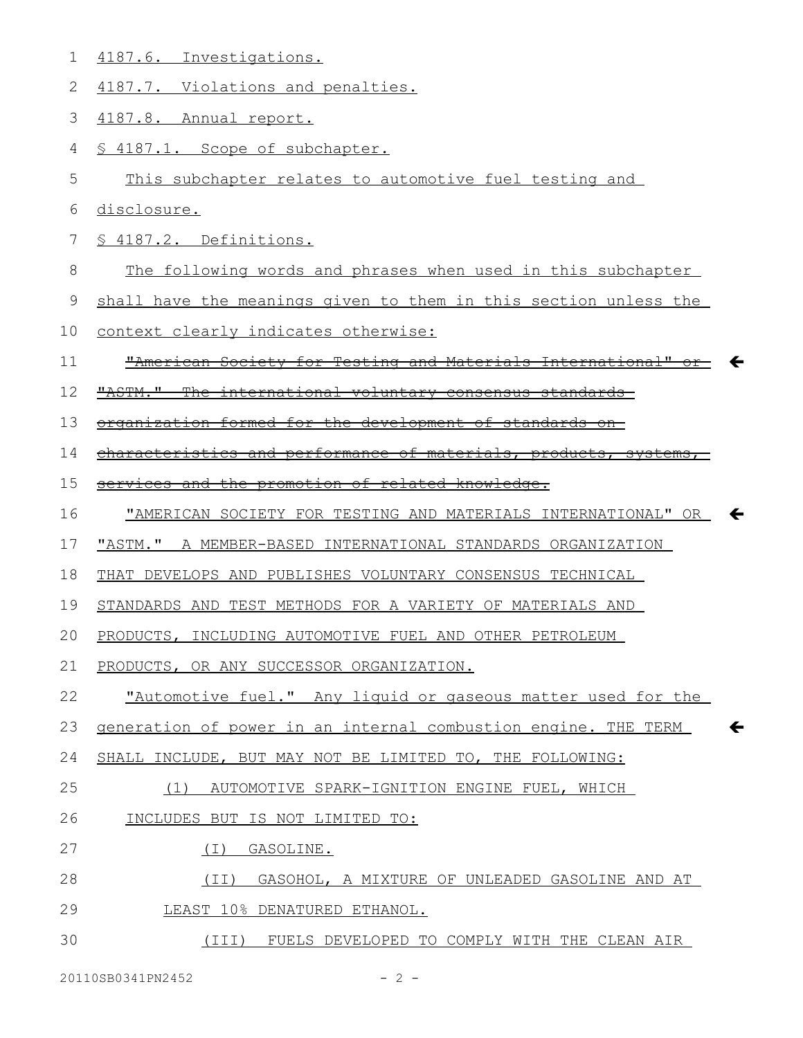4187.6. Investigations.

4187.7. Violations and penalties.

4187.8. Annual report.

§ 4187.1. Scope of subchapter.

This subchapter relates to automotive fuel testing and disclosure.

§ 4187.2. Definitions.

The following words and phrases when used in this subchapter shall have the meanings given to them in this section unless the context clearly indicates otherwise:

~~"American Society for Testing and Materials International" or "ASTM." The international voluntary consensus standards organization formed for the development of standards on characteristics and performance of materials, products, systems, services and the promotion of related knowledge.~~

"AMERICAN SOCIETY FOR TESTING AND MATERIALS INTERNATIONAL" OR "ASTM." A MEMBER-BASED INTERNATIONAL STANDARDS ORGANIZATION THAT DEVELOPS AND PUBLISHES VOLUNTARY CONSENSUS TECHNICAL STANDARDS AND TEST METHODS FOR A VARIETY OF MATERIALS AND PRODUCTS, INCLUDING AUTOMOTIVE FUEL AND OTHER PETROLEUM PRODUCTS, OR ANY SUCCESSOR ORGANIZATION.

"Automotive fuel." Any liquid or gaseous matter used for the generation of power in an internal combustion engine. THE TERM SHALL INCLUDE, BUT MAY NOT BE LIMITED TO, THE FOLLOWING:

(1) AUTOMOTIVE SPARK-IGNITION ENGINE FUEL, WHICH INCLUDES BUT IS NOT LIMITED TO:

(I) GASOLINE.

(II) GASOHOL, A MIXTURE OF UNLEADED GASOLINE AND AT LEAST 10% DENATURED ETHANOL.

(III) FUELS DEVELOPED TO COMPLY WITH THE CLEAN AIR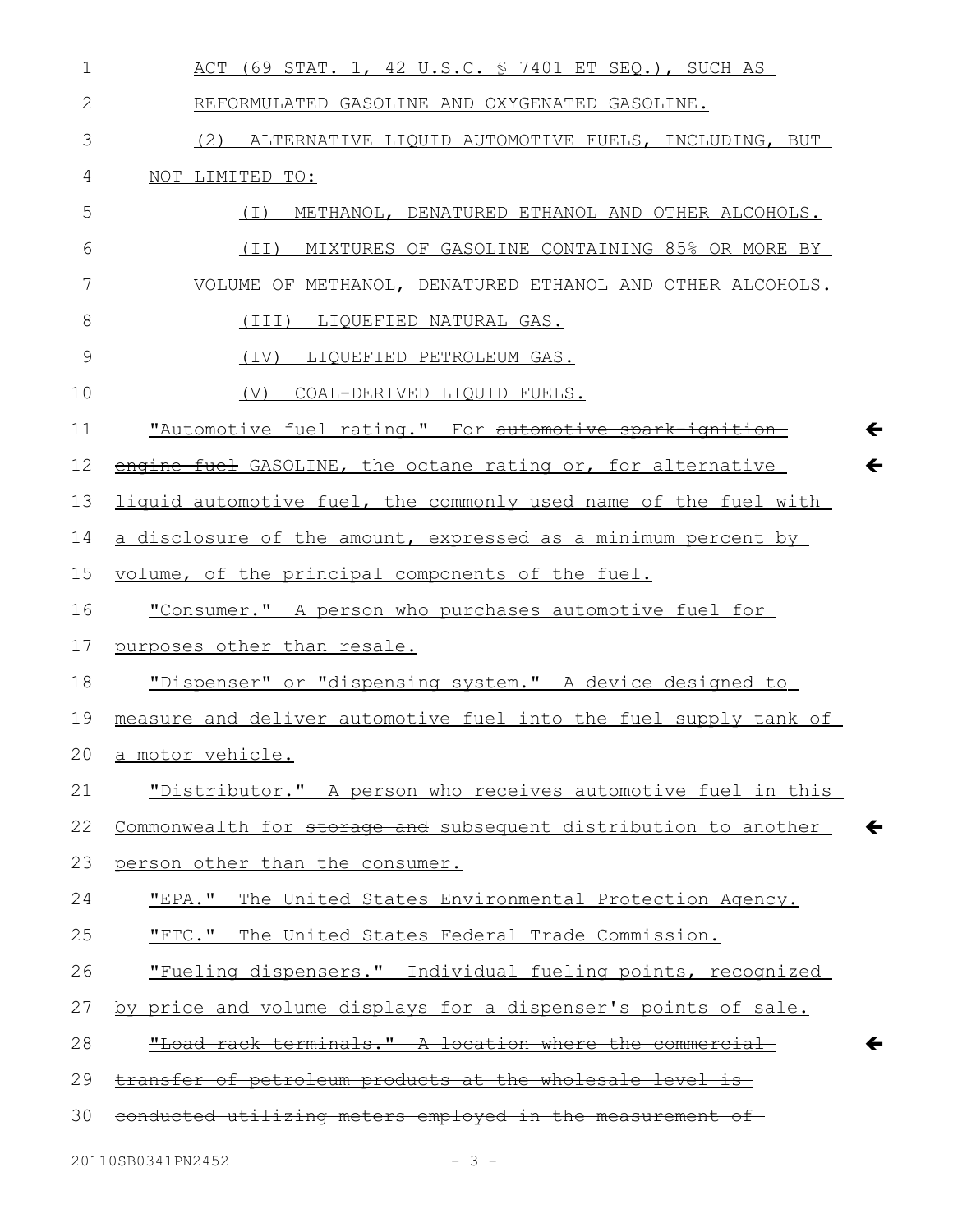ACT (69 STAT. 1, 42 U.S.C. § 7401 ET SEQ.), SUCH AS REFORMULATED GASOLINE AND OXYGENATED GASOLINE.

(2) ALTERNATIVE LIQUID AUTOMOTIVE FUELS, INCLUDING, BUT NOT LIMITED TO:

(I) METHANOL, DENATURED ETHANOL AND OTHER ALCOHOLS.

(II) MIXTURES OF GASOLINE CONTAINING 85% OR MORE BY VOLUME OF METHANOL, DENATURED ETHANOL AND OTHER ALCOHOLS.

(III) LIQUEFIED NATURAL GAS.

(IV) LIQUEFIED PETROLEUM GAS.

(V) COAL-DERIVED LIQUID FUELS.

"Automotive fuel rating." For ~~automotive spark-ignition engine fuel~~ GASOLINE, the octane rating or, for alternative liquid automotive fuel, the commonly used name of the fuel with a disclosure of the amount, expressed as a minimum percent by volume, of the principal components of the fuel.

"Consumer." A person who purchases automotive fuel for purposes other than resale.

"Dispenser" or "dispensing system." A device designed to measure and deliver automotive fuel into the fuel supply tank of a motor vehicle.

"Distributor." A person who receives automotive fuel in this Commonwealth for ~~storage and~~ subsequent distribution to another person other than the consumer.

"EPA." The United States Environmental Protection Agency.

"FTC." The United States Federal Trade Commission.

"Fueling dispensers." Individual fueling points, recognized by price and volume displays for a dispenser's points of sale.

~~"Load rack terminals." A location where the commercial transfer of petroleum products at the wholesale level is conducted utilizing meters employed in the measurement of~~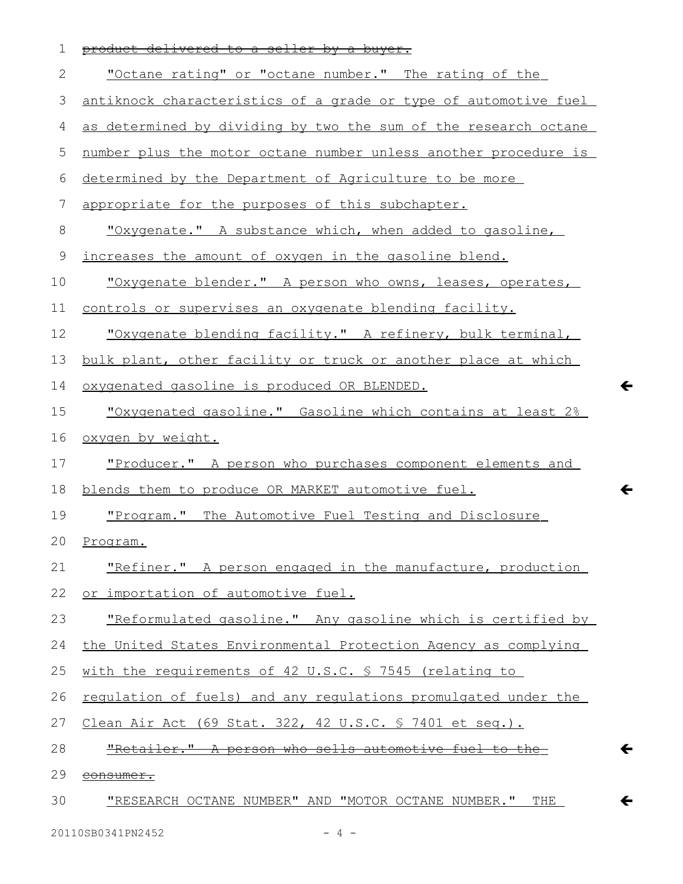~~product delivered to a seller by a buyer.~~

"Octane rating" or "octane number." The rating of the antiknock characteristics of a grade or type of automotive fuel as determined by dividing by two the sum of the research octane number plus the motor octane number unless another procedure is determined by the Department of Agriculture to be more appropriate for the purposes of this subchapter.

"Oxygenate." A substance which, when added to gasoline, increases the amount of oxygen in the gasoline blend.

"Oxygenate blender." A person who owns, leases, operates, controls or supervises an oxygenate blending facility.

"Oxygenate blending facility." A refinery, bulk terminal, bulk plant, other facility or truck or another place at which oxygenated gasoline is produced OR BLENDED.

"Oxygenated gasoline." Gasoline which contains at least 2% oxygen by weight.

"Producer." A person who purchases component elements and blends them to produce OR MARKET automotive fuel.

"Program." The Automotive Fuel Testing and Disclosure Program.

"Refiner." A person engaged in the manufacture, production or importation of automotive fuel.

"Reformulated gasoline." Any gasoline which is certified by the United States Environmental Protection Agency as complying with the requirements of 42 U.S.C. § 7545 (relating to regulation of fuels) and any regulations promulgated under the Clean Air Act (69 Stat. 322, 42 U.S.C. § 7401 et seq.).

~~"Retailer." A person who sells automotive fuel to the consumer.~~

"RESEARCH OCTANE NUMBER" AND "MOTOR OCTANE NUMBER." THE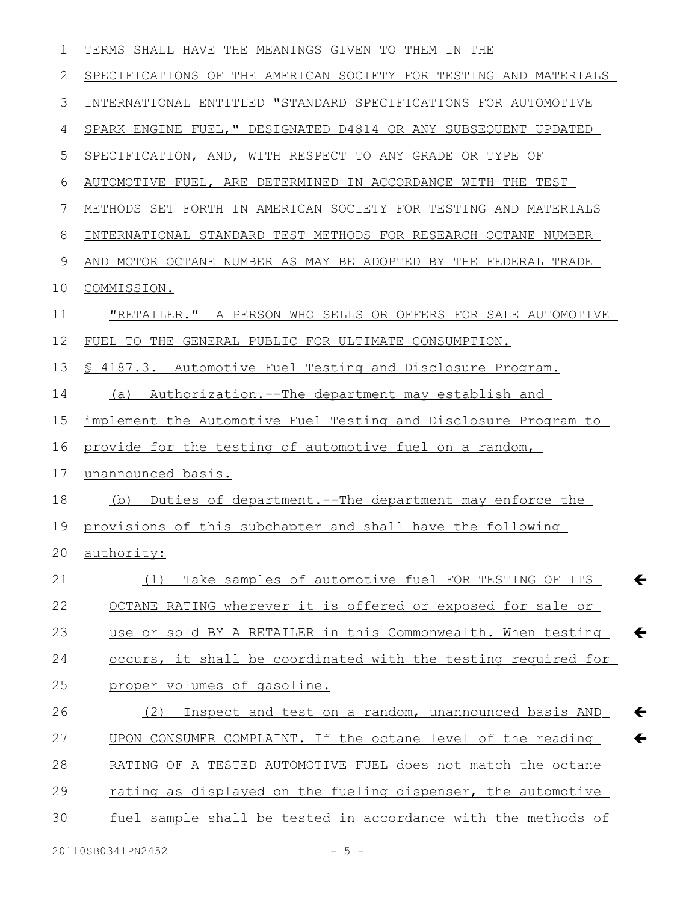TERMS SHALL HAVE THE MEANINGS GIVEN TO THEM IN THE SPECIFICATIONS OF THE AMERICAN SOCIETY FOR TESTING AND MATERIALS INTERNATIONAL ENTITLED "STANDARD SPECIFICATIONS FOR AUTOMOTIVE SPARK ENGINE FUEL," DESIGNATED D4814 OR ANY SUBSEQUENT UPDATED SPECIFICATION, AND, WITH RESPECT TO ANY GRADE OR TYPE OF AUTOMOTIVE FUEL, ARE DETERMINED IN ACCORDANCE WITH THE TEST METHODS SET FORTH IN AMERICAN SOCIETY FOR TESTING AND MATERIALS INTERNATIONAL STANDARD TEST METHODS FOR RESEARCH OCTANE NUMBER AND MOTOR OCTANE NUMBER AS MAY BE ADOPTED BY THE FEDERAL TRADE COMMISSION.

"RETAILER." A PERSON WHO SELLS OR OFFERS FOR SALE AUTOMOTIVE FUEL TO THE GENERAL PUBLIC FOR ULTIMATE CONSUMPTION.

§ 4187.3. Automotive Fuel Testing and Disclosure Program.

(a) Authorization.--The department may establish and implement the Automotive Fuel Testing and Disclosure Program to provide for the testing of automotive fuel on a random, unannounced basis.

(b) Duties of department.--The department may enforce the provisions of this subchapter and shall have the following authority:

(1) Take samples of automotive fuel FOR TESTING OF ITS OCTANE RATING wherever it is offered or exposed for sale or use or sold BY A RETAILER in this Commonwealth. When testing occurs, it shall be coordinated with the testing required for proper volumes of gasoline.

(2) Inspect and test on a random, unannounced basis AND UPON CONSUMER COMPLAINT. If the octane ~~level of the reading~~ RATING OF A TESTED AUTOMOTIVE FUEL does not match the octane rating as displayed on the fueling dispenser, the automotive fuel sample shall be tested in accordance with the methods of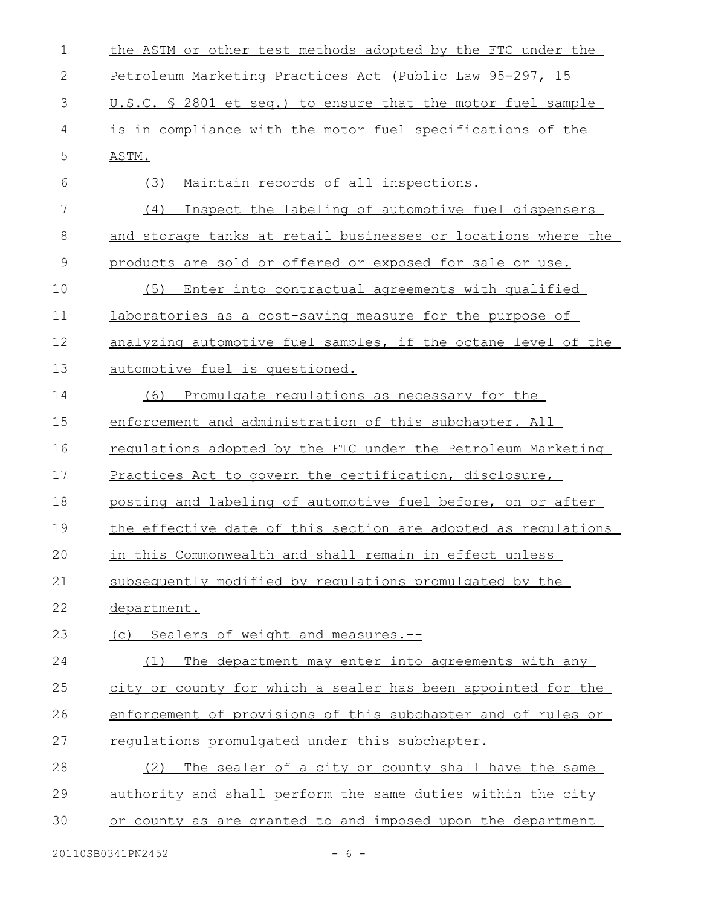the ASTM or other test methods adopted by the FTC under the Petroleum Marketing Practices Act (Public Law 95-297, 15 U.S.C. § 2801 et seq.) to ensure that the motor fuel sample is in compliance with the motor fuel specifications of the ASTM.

(3) Maintain records of all inspections.

(4) Inspect the labeling of automotive fuel dispensers and storage tanks at retail businesses or locations where the products are sold or offered or exposed for sale or use.

(5) Enter into contractual agreements with qualified laboratories as a cost-saving measure for the purpose of analyzing automotive fuel samples, if the octane level of the automotive fuel is questioned.

(6) Promulgate regulations as necessary for the enforcement and administration of this subchapter. All regulations adopted by the FTC under the Petroleum Marketing Practices Act to govern the certification, disclosure, posting and labeling of automotive fuel before, on or after the effective date of this section are adopted as regulations in this Commonwealth and shall remain in effect unless subsequently modified by regulations promulgated by the department.

(c) Sealers of weight and measures.--

(1) The department may enter into agreements with any city or county for which a sealer has been appointed for the enforcement of provisions of this subchapter and of rules or regulations promulgated under this subchapter.

(2) The sealer of a city or county shall have the same authority and shall perform the same duties within the city or county as are granted to and imposed upon the department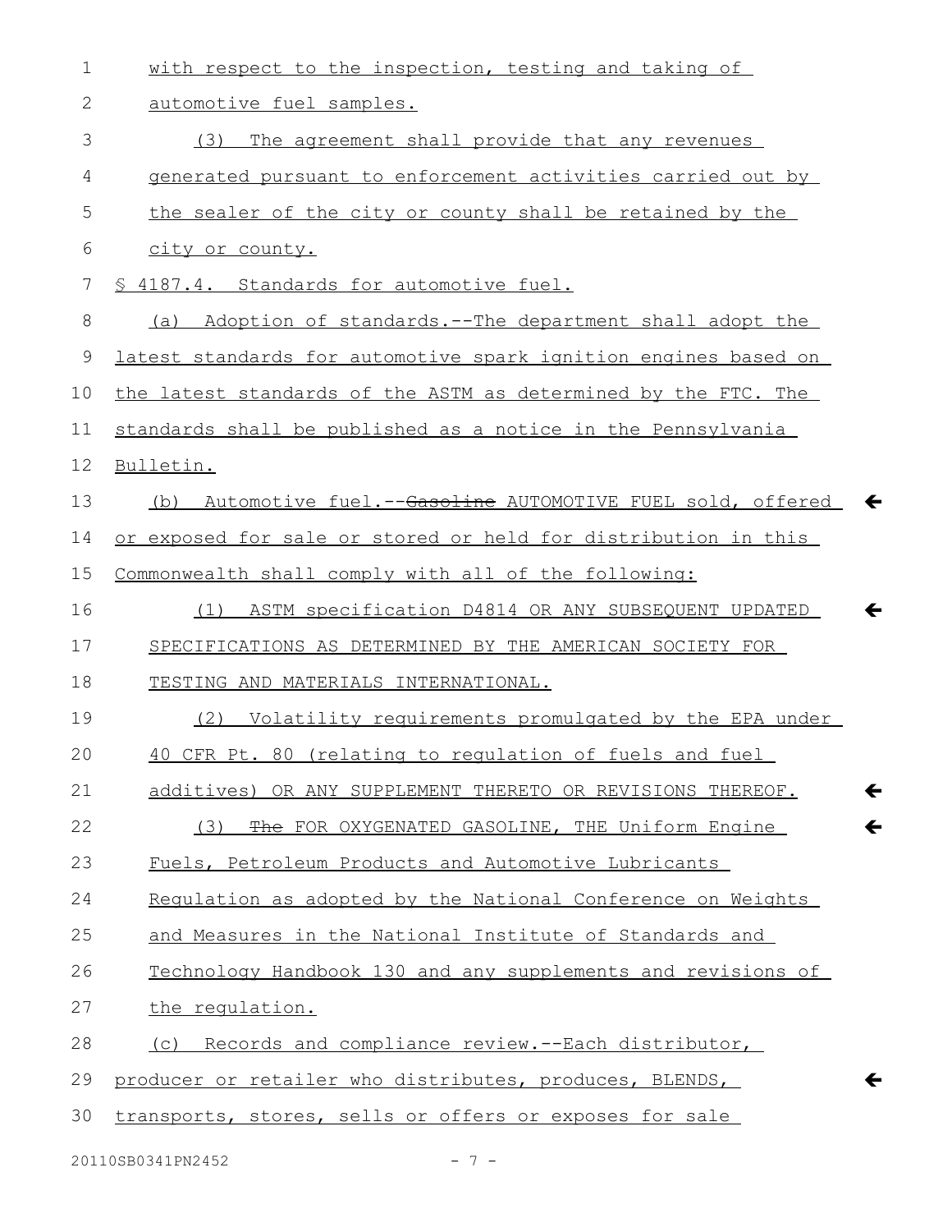with respect to the inspection, testing and taking of automotive fuel samples.

(3) The agreement shall provide that any revenues generated pursuant to enforcement activities carried out by the sealer of the city or county shall be retained by the city or county.

§ 4187.4. Standards for automotive fuel.

(a) Adoption of standards.--The department shall adopt the latest standards for automotive spark ignition engines based on the latest standards of the ASTM as determined by the FTC. The standards shall be published as a notice in the Pennsylvania Bulletin.

(b) Automotive fuel.--~~Gasoline~~ AUTOMOTIVE FUEL sold, offered or exposed for sale or stored or held for distribution in this Commonwealth shall comply with all of the following:

(1) ASTM specification D4814 OR ANY SUBSEQUENT UPDATED SPECIFICATIONS AS DETERMINED BY THE AMERICAN SOCIETY FOR TESTING AND MATERIALS INTERNATIONAL.

(2) Volatility requirements promulgated by the EPA under 40 CFR Pt. 80 (relating to regulation of fuels and fuel additives) OR ANY SUPPLEMENT THERETO OR REVISIONS THEREOF.

(3) ~~The~~ FOR OXYGENATED GASOLINE, THE Uniform Engine Fuels, Petroleum Products and Automotive Lubricants Regulation as adopted by the National Conference on Weights and Measures in the National Institute of Standards and Technology Handbook 130 and any supplements and revisions of the regulation.

(c) Records and compliance review.--Each distributor, producer or retailer who distributes, produces, BLENDS, transports, stores, sells or offers or exposes for sale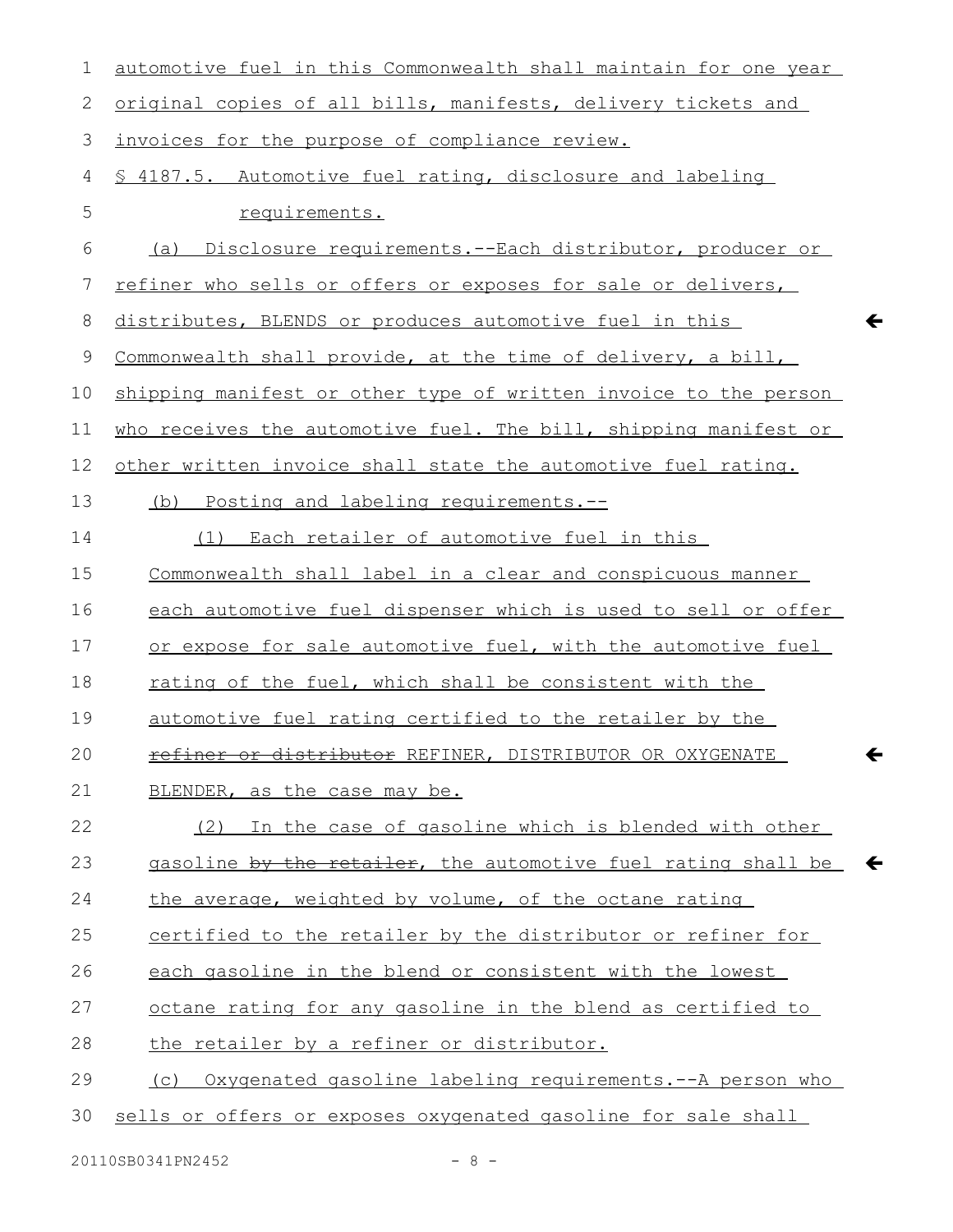automotive fuel in this Commonwealth shall maintain for one year original copies of all bills, manifests, delivery tickets and invoices for the purpose of compliance review.

§ 4187.5. Automotive fuel rating, disclosure and labeling requirements.

(a) Disclosure requirements.--Each distributor, producer or refiner who sells or offers or exposes for sale or delivers, distributes, BLENDS or produces automotive fuel in this Commonwealth shall provide, at the time of delivery, a bill, shipping manifest or other type of written invoice to the person who receives the automotive fuel. The bill, shipping manifest or other written invoice shall state the automotive fuel rating.

(b) Posting and labeling requirements.--

(1) Each retailer of automotive fuel in this Commonwealth shall label in a clear and conspicuous manner each automotive fuel dispenser which is used to sell or offer or expose for sale automotive fuel, with the automotive fuel rating of the fuel, which shall be consistent with the automotive fuel rating certified to the retailer by the ~~refiner or distributor~~ REFINER, DISTRIBUTOR OR OXYGENATE BLENDER, as the case may be.

(2) In the case of gasoline which is blended with other gasoline ~~by the retailer~~, the automotive fuel rating shall be the average, weighted by volume, of the octane rating certified to the retailer by the distributor or refiner for each gasoline in the blend or consistent with the lowest octane rating for any gasoline in the blend as certified to the retailer by a refiner or distributor.

(c) Oxygenated gasoline labeling requirements.--A person who sells or offers or exposes oxygenated gasoline for sale shall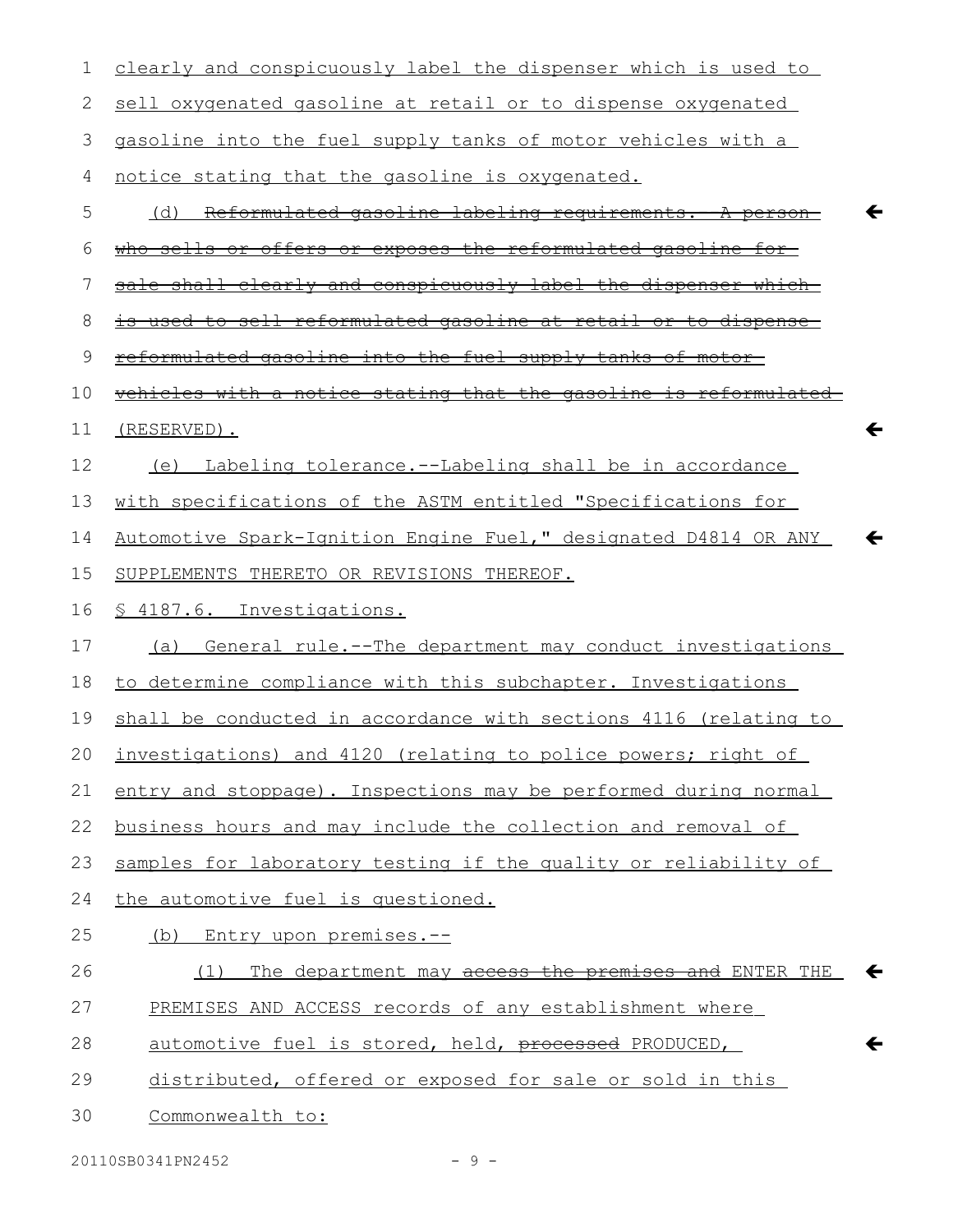clearly and conspicuously label the dispenser which is used to sell oxygenated gasoline at retail or to dispense oxygenated gasoline into the fuel supply tanks of motor vehicles with a notice stating that the gasoline is oxygenated.

(d) ~~Reformulated gasoline labeling requirements.--A person who sells or offers or exposes the reformulated gasoline for sale shall clearly and conspicuously label the dispenser which is used to sell reformulated gasoline at retail or to dispense reformulated gasoline into the fuel supply tanks of motor vehicles with a notice stating that the gasoline is reformulated.~~ (RESERVED).

(e) Labeling tolerance.--Labeling shall be in accordance with specifications of the ASTM entitled "Specifications for Automotive Spark-Ignition Engine Fuel," designated D4814 OR ANY SUPPLEMENTS THERETO OR REVISIONS THEREOF.

§ 4187.6. Investigations.

(a) General rule.--The department may conduct investigations to determine compliance with this subchapter. Investigations shall be conducted in accordance with sections 4116 (relating to investigations) and 4120 (relating to police powers; right of entry and stoppage). Inspections may be performed during normal business hours and may include the collection and removal of samples for laboratory testing if the quality or reliability of the automotive fuel is questioned.

(b) Entry upon premises.--

(1) The department may ~~access the premises and~~ ENTER THE PREMISES AND ACCESS records of any establishment where automotive fuel is stored, held, ~~processed~~ PRODUCED, distributed, offered or exposed for sale or sold in this Commonwealth to: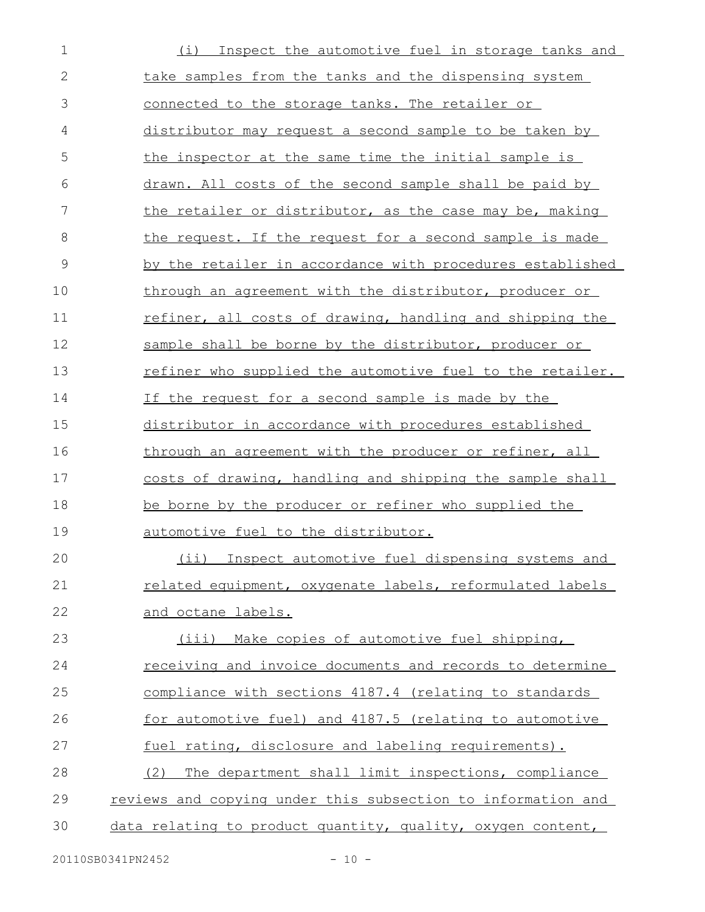(i) Inspect the automotive fuel in storage tanks and take samples from the tanks and the dispensing system connected to the storage tanks. The retailer or distributor may request a second sample to be taken by the inspector at the same time the initial sample is drawn. All costs of the second sample shall be paid by the retailer or distributor, as the case may be, making the request. If the request for a second sample is made by the retailer in accordance with procedures established through an agreement with the distributor, producer or refiner, all costs of drawing, handling and shipping the sample shall be borne by the distributor, producer or refiner who supplied the automotive fuel to the retailer. If the request for a second sample is made by the distributor in accordance with procedures established through an agreement with the producer or refiner, all costs of drawing, handling and shipping the sample shall be borne by the producer or refiner who supplied the automotive fuel to the distributor.

(ii) Inspect automotive fuel dispensing systems and related equipment, oxygenate labels, reformulated labels and octane labels.

(iii) Make copies of automotive fuel shipping, receiving and invoice documents and records to determine compliance with sections 4187.4 (relating to standards for automotive fuel) and 4187.5 (relating to automotive fuel rating, disclosure and labeling requirements).

(2) The department shall limit inspections, compliance reviews and copying under this subsection to information and data relating to product quantity, quality, oxygen content,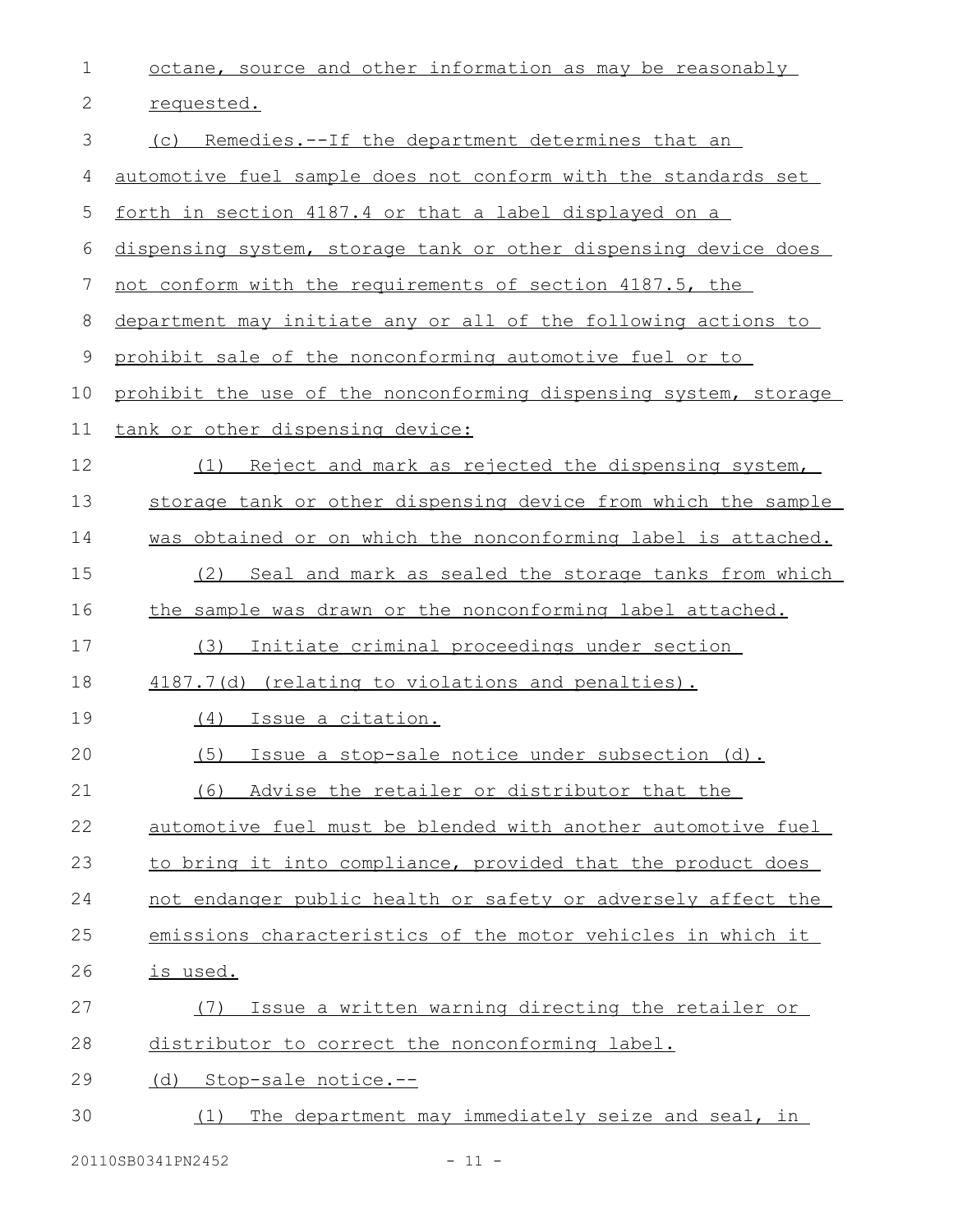octane, source and other information as may be reasonably requested.

(c) Remedies.--If the department determines that an automotive fuel sample does not conform with the standards set forth in section 4187.4 or that a label displayed on a dispensing system, storage tank or other dispensing device does not conform with the requirements of section 4187.5, the department may initiate any or all of the following actions to prohibit sale of the nonconforming automotive fuel or to prohibit the use of the nonconforming dispensing system, storage tank or other dispensing device:

(1) Reject and mark as rejected the dispensing system, storage tank or other dispensing device from which the sample was obtained or on which the nonconforming label is attached.

(2) Seal and mark as sealed the storage tanks from which the sample was drawn or the nonconforming label attached.

(3) Initiate criminal proceedings under section 4187.7(d) (relating to violations and penalties).

(4) Issue a citation.

(5) Issue a stop-sale notice under subsection (d).

(6) Advise the retailer or distributor that the automotive fuel must be blended with another automotive fuel to bring it into compliance, provided that the product does not endanger public health or safety or adversely affect the emissions characteristics of the motor vehicles in which it is used.

(7) Issue a written warning directing the retailer or distributor to correct the nonconforming label.

(d) Stop-sale notice.--

(1) The department may immediately seize and seal, in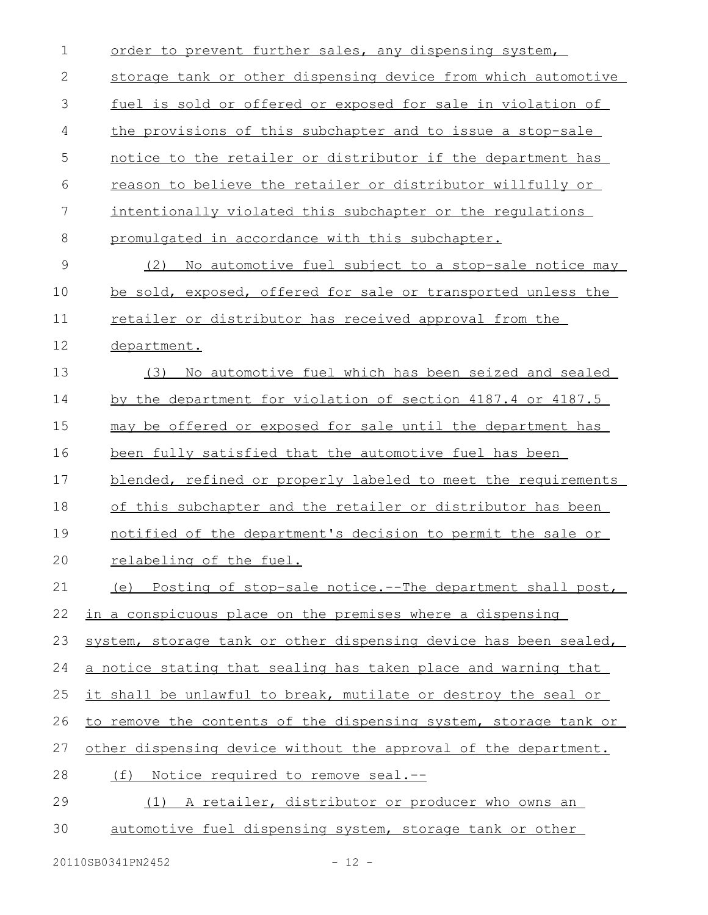order to prevent further sales, any dispensing system, storage tank or other dispensing device from which automotive fuel is sold or offered or exposed for sale in violation of the provisions of this subchapter and to issue a stop-sale notice to the retailer or distributor if the department has reason to believe the retailer or distributor willfully or intentionally violated this subchapter or the regulations promulgated in accordance with this subchapter.

(2) No automotive fuel subject to a stop-sale notice may be sold, exposed, offered for sale or transported unless the retailer or distributor has received approval from the department.

(3) No automotive fuel which has been seized and sealed by the department for violation of section 4187.4 or 4187.5 may be offered or exposed for sale until the department has been fully satisfied that the automotive fuel has been blended, refined or properly labeled to meet the requirements of this subchapter and the retailer or distributor has been notified of the department's decision to permit the sale or relabeling of the fuel.

(e) Posting of stop-sale notice.--The department shall post, in a conspicuous place on the premises where a dispensing system, storage tank or other dispensing device has been sealed, a notice stating that sealing has taken place and warning that it shall be unlawful to break, mutilate or destroy the seal or to remove the contents of the dispensing system, storage tank or other dispensing device without the approval of the department.

(f) Notice required to remove seal.--

(1) A retailer, distributor or producer who owns an automotive fuel dispensing system, storage tank or other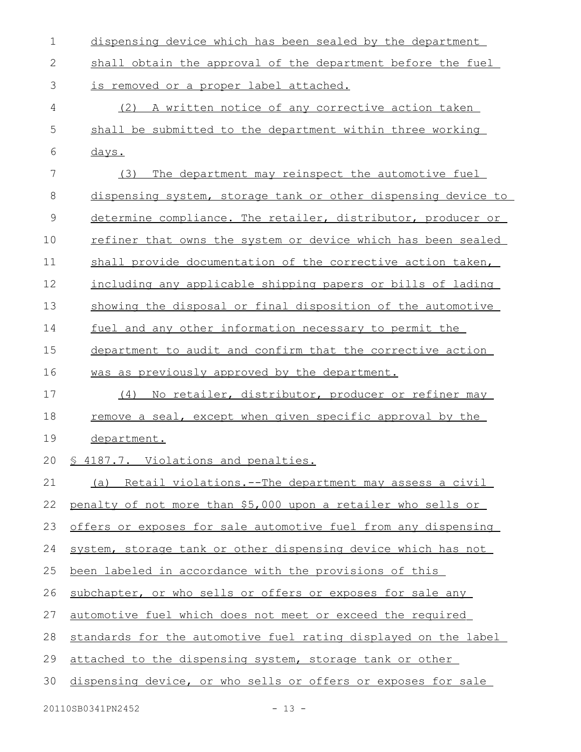dispensing device which has been sealed by the department shall obtain the approval of the department before the fuel is removed or a proper label attached.

(2) A written notice of any corrective action taken shall be submitted to the department within three working days.

(3) The department may reinspect the automotive fuel dispensing system, storage tank or other dispensing device to determine compliance. The retailer, distributor, producer or refiner that owns the system or device which has been sealed shall provide documentation of the corrective action taken, including any applicable shipping papers or bills of lading showing the disposal or final disposition of the automotive fuel and any other information necessary to permit the department to audit and confirm that the corrective action was as previously approved by the department.

(4) No retailer, distributor, producer or refiner may remove a seal, except when given specific approval by the department.

§ 4187.7. Violations and penalties.

(a) Retail violations.--The department may assess a civil penalty of not more than $5,000 upon a retailer who sells or offers or exposes for sale automotive fuel from any dispensing system, storage tank or other dispensing device which has not been labeled in accordance with the provisions of this subchapter, or who sells or offers or exposes for sale any automotive fuel which does not meet or exceed the required standards for the automotive fuel rating displayed on the label attached to the dispensing system, storage tank or other dispensing device, or who sells or offers or exposes for sale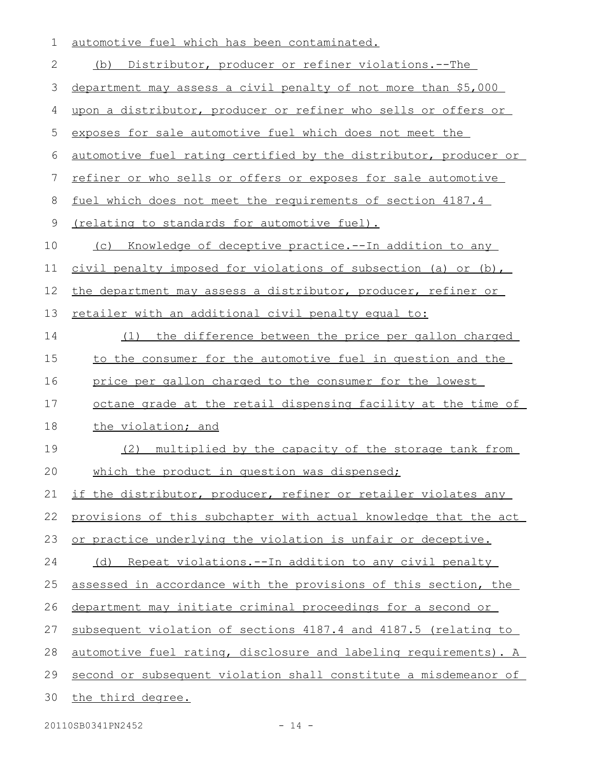automotive fuel which has been contaminated.

(b) Distributor, producer or refiner violations.--The department may assess a civil penalty of not more than $5,000 upon a distributor, producer or refiner who sells or offers or exposes for sale automotive fuel which does not meet the automotive fuel rating certified by the distributor, producer or refiner or who sells or offers or exposes for sale automotive fuel which does not meet the requirements of section 4187.4 (relating to standards for automotive fuel).

(c) Knowledge of deceptive practice.--In addition to any civil penalty imposed for violations of subsection (a) or (b), the department may assess a distributor, producer, refiner or retailer with an additional civil penalty equal to:

(1) the difference between the price per gallon charged to the consumer for the automotive fuel in question and the price per gallon charged to the consumer for the lowest octane grade at the retail dispensing facility at the time of the violation; and

(2) multiplied by the capacity of the storage tank from which the product in question was dispensed;

if the distributor, producer, refiner or retailer violates any provisions of this subchapter with actual knowledge that the act or practice underlying the violation is unfair or deceptive.

(d) Repeat violations.--In addition to any civil penalty assessed in accordance with the provisions of this section, the department may initiate criminal proceedings for a second or subsequent violation of sections 4187.4 and 4187.5 (relating to automotive fuel rating, disclosure and labeling requirements). A second or subsequent violation shall constitute a misdemeanor of the third degree.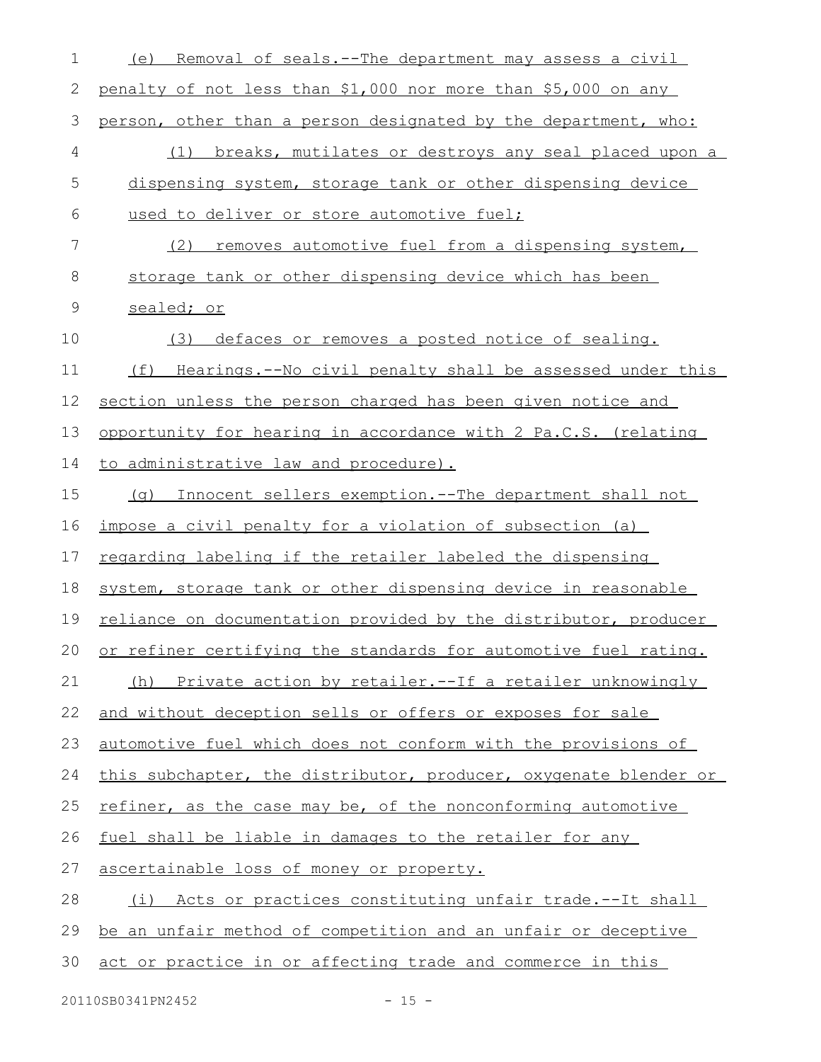(e) Removal of seals.--The department may assess a civil penalty of not less than $1,000 nor more than $5,000 on any person, other than a person designated by the department, who:

(1) breaks, mutilates or destroys any seal placed upon a dispensing system, storage tank or other dispensing device used to deliver or store automotive fuel;

(2) removes automotive fuel from a dispensing system, storage tank or other dispensing device which has been sealed; or

(3) defaces or removes a posted notice of sealing.

(f) Hearings.--No civil penalty shall be assessed under this section unless the person charged has been given notice and opportunity for hearing in accordance with 2 Pa.C.S. (relating to administrative law and procedure).

(g) Innocent sellers exemption.--The department shall not impose a civil penalty for a violation of subsection (a) regarding labeling if the retailer labeled the dispensing system, storage tank or other dispensing device in reasonable reliance on documentation provided by the distributor, producer or refiner certifying the standards for automotive fuel rating.

(h) Private action by retailer.--If a retailer unknowingly and without deception sells or offers or exposes for sale automotive fuel which does not conform with the provisions of this subchapter, the distributor, producer, oxygenate blender or refiner, as the case may be, of the nonconforming automotive fuel shall be liable in damages to the retailer for any ascertainable loss of money or property.

(i) Acts or practices constituting unfair trade.--It shall be an unfair method of competition and an unfair or deceptive act or practice in or affecting trade and commerce in this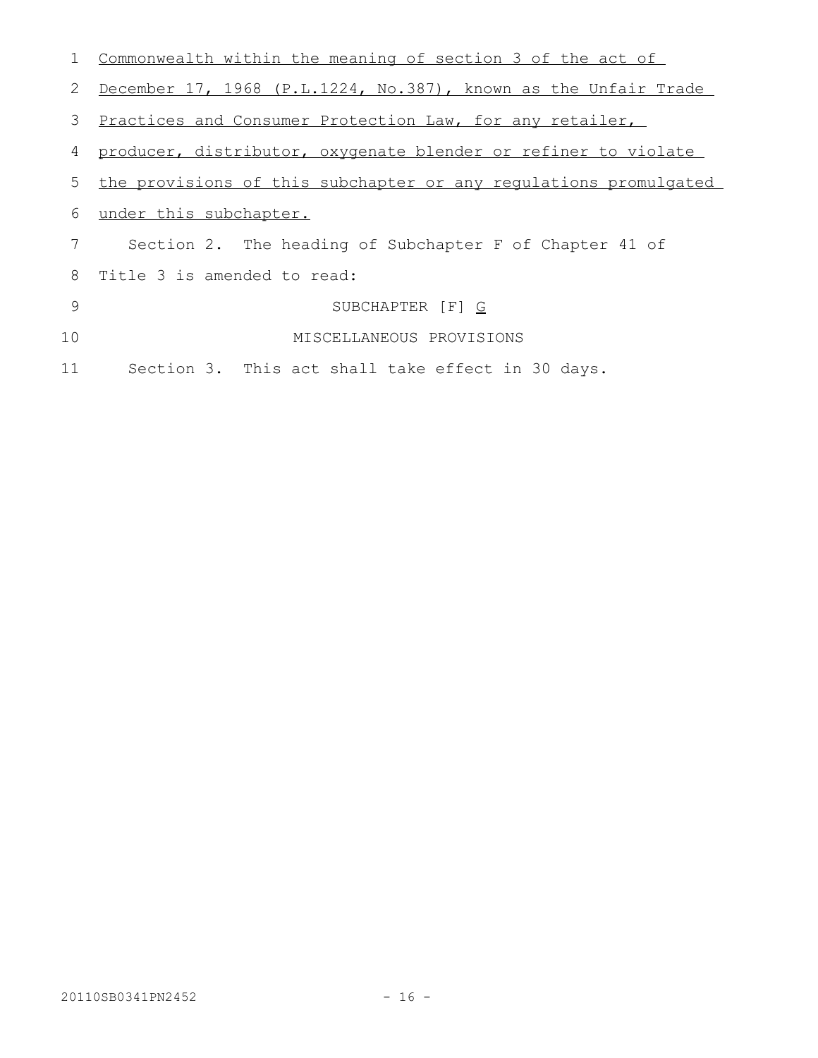Commonwealth within the meaning of section 3 of the act of December 17, 1968 (P.L.1224, No.387), known as the Unfair Trade Practices and Consumer Protection Law, for any retailer, producer, distributor, oxygenate blender or refiner to violate the provisions of this subchapter or any regulations promulgated under this subchapter.

Section 2. The heading of Subchapter F of Chapter 41 of Title 3 is amended to read:

SUBCHAPTER [F] G

MISCELLANEOUS PROVISIONS

Section 3. This act shall take effect in 30 days.